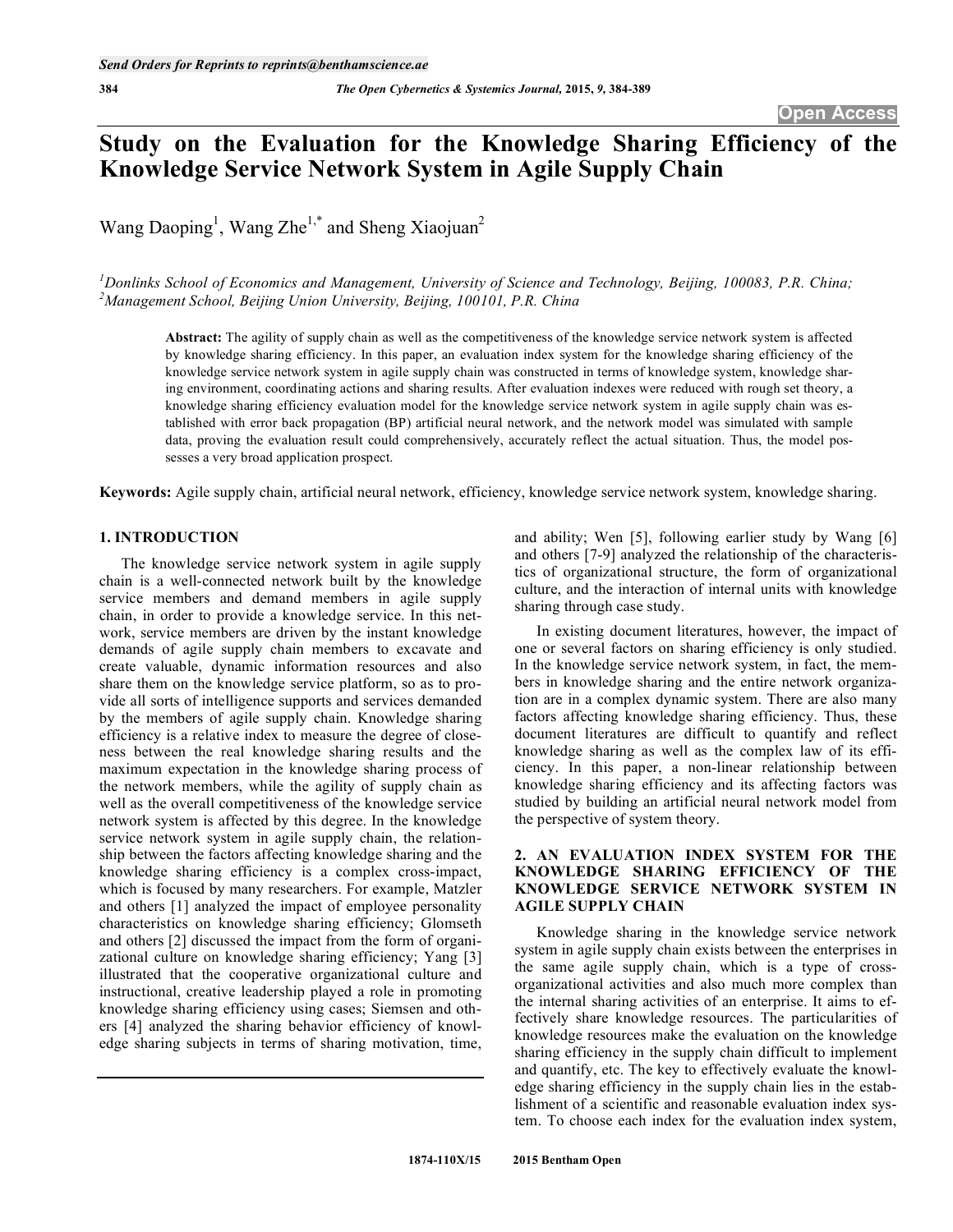# Study on the Evaluation for the Knowledge Sharing Efficiency of the Knowledge Service Network System in Agile Supply Chain

Wang Daoping[1], Wang Zhe[1,*] and Sheng Xiaojuan[2]

[1]*Donlinks School of Economics and Management, University of Science and Technology, Beijing, 100083, P.R. China;*
[2]*Management School, Beijing Union University, Beijing, 100101, P.R. China*

**Abstract:** The agility of supply chain as well as the competitiveness of the knowledge service network system is affected by knowledge sharing efficiency. In this paper, an evaluation index system for the knowledge sharing efficiency of the knowledge service network system in agile supply chain was constructed in terms of knowledge system, knowledge sharing environment, coordinating actions and sharing results. After evaluation indexes were reduced with rough set theory, a knowledge sharing efficiency evaluation model for the knowledge service network system in agile supply chain was established with error back propagation (BP) artificial neural network, and the network model was simulated with sample data, proving the evaluation result could comprehensively, accurately reflect the actual situation. Thus, the model possesses a very broad application prospect.

**Keywords:** Agile supply chain, artificial neural network, efficiency, knowledge service network system, knowledge sharing.

## 1. INTRODUCTION

The knowledge service network system in agile supply chain is a well-connected network built by the knowledge service members and demand members in agile supply chain, in order to provide a knowledge service. In this network, service members are driven by the instant knowledge demands of agile supply chain members to excavate and create valuable, dynamic information resources and also share them on the knowledge service platform, so as to provide all sorts of intelligence supports and services demanded by the members of agile supply chain. Knowledge sharing efficiency is a relative index to measure the degree of closeness between the real knowledge sharing results and the maximum expectation in the knowledge sharing process of the network members, while the agility of supply chain as well as the overall competitiveness of the knowledge service network system is affected by this degree. In the knowledge service network system in agile supply chain, the relationship between the factors affecting knowledge sharing and the knowledge sharing efficiency is a complex cross-impact, which is focused by many researchers. For example, Matzler and others [1] analyzed the impact of employee personality characteristics on knowledge sharing efficiency; Glomseth and others [2] discussed the impact from the form of organizational culture on knowledge sharing efficiency; Yang [3] illustrated that the cooperative organizational culture and instructional, creative leadership played a role in promoting knowledge sharing efficiency using cases; Siemsen and others [4] analyzed the sharing behavior efficiency of knowledge sharing subjects in terms of sharing motivation, time, and ability; Wen [5], following earlier study by Wang [6] and others [7-9] analyzed the relationship of the characteristics of organizational structure, the form of organizational culture, and the interaction of internal units with knowledge sharing through case study.

In existing document literatures, however, the impact of one or several factors on sharing efficiency is only studied. In the knowledge service network system, in fact, the members in knowledge sharing and the entire network organization are in a complex dynamic system. There are also many factors affecting knowledge sharing efficiency. Thus, these document literatures are difficult to quantify and reflect knowledge sharing as well as the complex law of its efficiency. In this paper, a non-linear relationship between knowledge sharing efficiency and its affecting factors was studied by building an artificial neural network model from the perspective of system theory.

## 2. AN EVALUATION INDEX SYSTEM FOR THE KNOWLEDGE SHARING EFFICIENCY OF THE KNOWLEDGE SERVICE NETWORK SYSTEM IN AGILE SUPPLY CHAIN

Knowledge sharing in the knowledge service network system in agile supply chain exists between the enterprises in the same agile supply chain, which is a type of cross-organizational activities and also much more complex than the internal sharing activities of an enterprise. It aims to effectively share knowledge resources. The particularities of knowledge resources make the evaluation on the knowledge sharing efficiency in the supply chain difficult to implement and quantify, etc. The key to effectively evaluate the knowledge sharing efficiency in the supply chain lies in the establishment of a scientific and reasonable evaluation index system. To choose each index for the evaluation index system,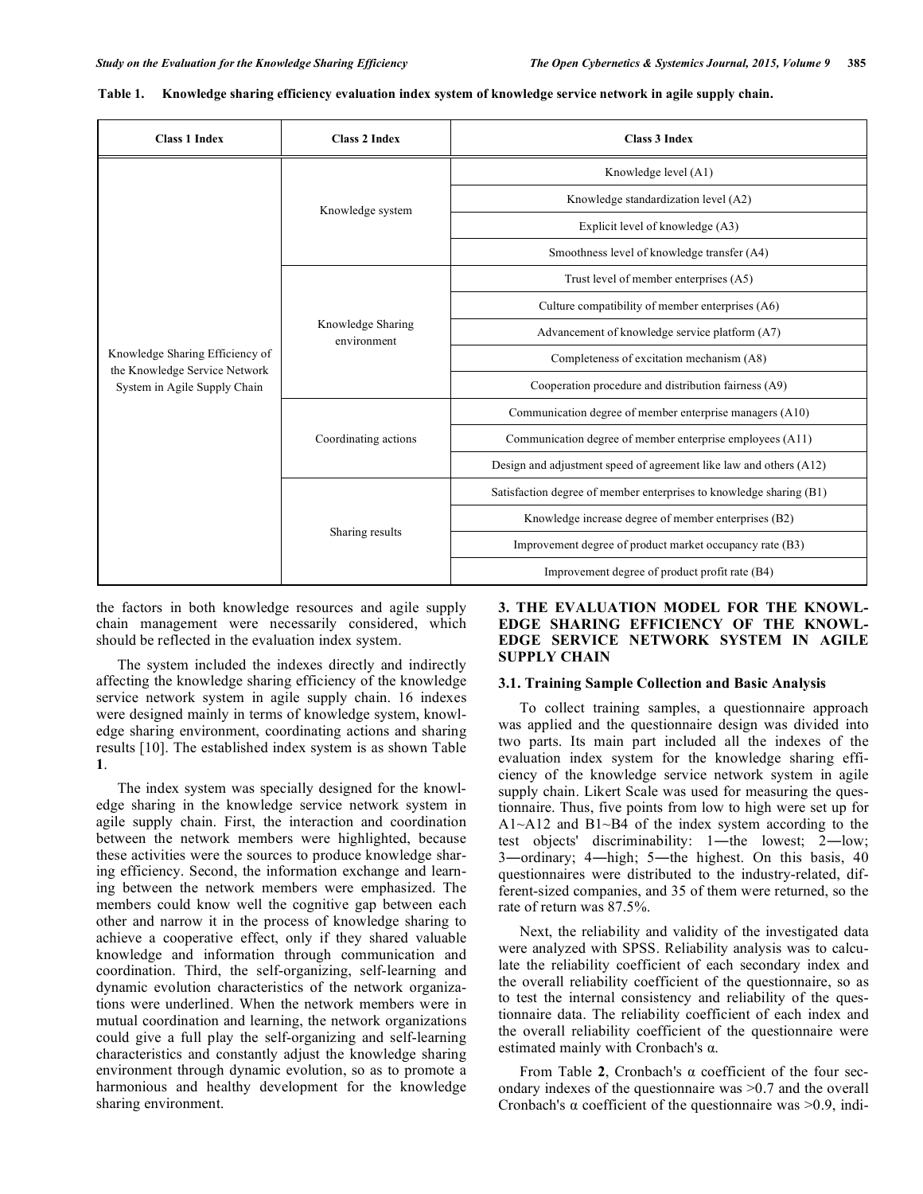**Table 1. Knowledge sharing efficiency evaluation index system of knowledge service network in agile supply chain.**

| Class 1 Index | Class 2 Index | Class 3 Index |
|---|---|---|
| Knowledge Sharing Efficiency of the Knowledge Service Network System in Agile Supply Chain | Knowledge system | Knowledge level (A1) |
| | | Knowledge standardization level (A2) |
| | | Explicit level of knowledge (A3) |
| | | Smoothness level of knowledge transfer (A4) |
| | Knowledge Sharing environment | Trust level of member enterprises (A5) |
| | | Culture compatibility of member enterprises (A6) |
| | | Advancement of knowledge service platform (A7) |
| | | Completeness of excitation mechanism (A8) |
| | | Cooperation procedure and distribution fairness (A9) |
| | Coordinating actions | Communication degree of member enterprise managers (A10) |
| | | Communication degree of member enterprise employees (A11) |
| | | Design and adjustment speed of agreement like law and others (A12) |
| | Sharing results | Satisfaction degree of member enterprises to knowledge sharing (B1) |
| | | Knowledge increase degree of member enterprises (B2) |
| | | Improvement degree of product market occupancy rate (B3) |
| | | Improvement degree of product profit rate (B4) |

the factors in both knowledge resources and agile supply chain management were necessarily considered, which should be reflected in the evaluation index system.

The system included the indexes directly and indirectly affecting the knowledge sharing efficiency of the knowledge service network system in agile supply chain. 16 indexes were designed mainly in terms of knowledge system, knowledge sharing environment, coordinating actions and sharing results [10]. The established index system is as shown Table **1**.

The index system was specially designed for the knowledge sharing in the knowledge service network system in agile supply chain. First, the interaction and coordination between the network members were highlighted, because these activities were the sources to produce knowledge sharing efficiency. Second, the information exchange and learning between the network members were emphasized. The members could know well the cognitive gap between each other and narrow it in the process of knowledge sharing to achieve a cooperative effect, only if they shared valuable knowledge and information through communication and coordination. Third, the self-organizing, self-learning and dynamic evolution characteristics of the network organizations were underlined. When the network members were in mutual coordination and learning, the network organizations could give a full play the self-organizing and self-learning characteristics and constantly adjust the knowledge sharing environment through dynamic evolution, so as to promote a harmonious and healthy development for the knowledge sharing environment.

## 3. THE EVALUATION MODEL FOR THE KNOWLEDGE SHARING EFFICIENCY OF THE KNOWLEDGE SERVICE NETWORK SYSTEM IN AGILE SUPPLY CHAIN

### 3.1. Training Sample Collection and Basic Analysis

To collect training samples, a questionnaire approach was applied and the questionnaire design was divided into two parts. Its main part included all the indexes of the evaluation index system for the knowledge sharing efficiency of the knowledge service network system in agile supply chain. Likert Scale was used for measuring the questionnaire. Thus, five points from low to high were set up for A1~A12 and B1~B4 of the index system according to the test objects' discriminability: 1—the lowest; 2—low; 3—ordinary; 4—high; 5—the highest. On this basis, 40 questionnaires were distributed to the industry-related, different-sized companies, and 35 of them were returned, so the rate of return was 87.5%.

Next, the reliability and validity of the investigated data were analyzed with SPSS. Reliability analysis was to calculate the reliability coefficient of each secondary index and the overall reliability coefficient of the questionnaire, so as to test the internal consistency and reliability of the questionnaire data. The reliability coefficient of each index and the overall reliability coefficient of the questionnaire were estimated mainly with Cronbach's α.

From Table **2**, Cronbach's α coefficient of the four secondary indexes of the questionnaire was >0.7 and the overall Cronbach's α coefficient of the questionnaire was >0.9, indi-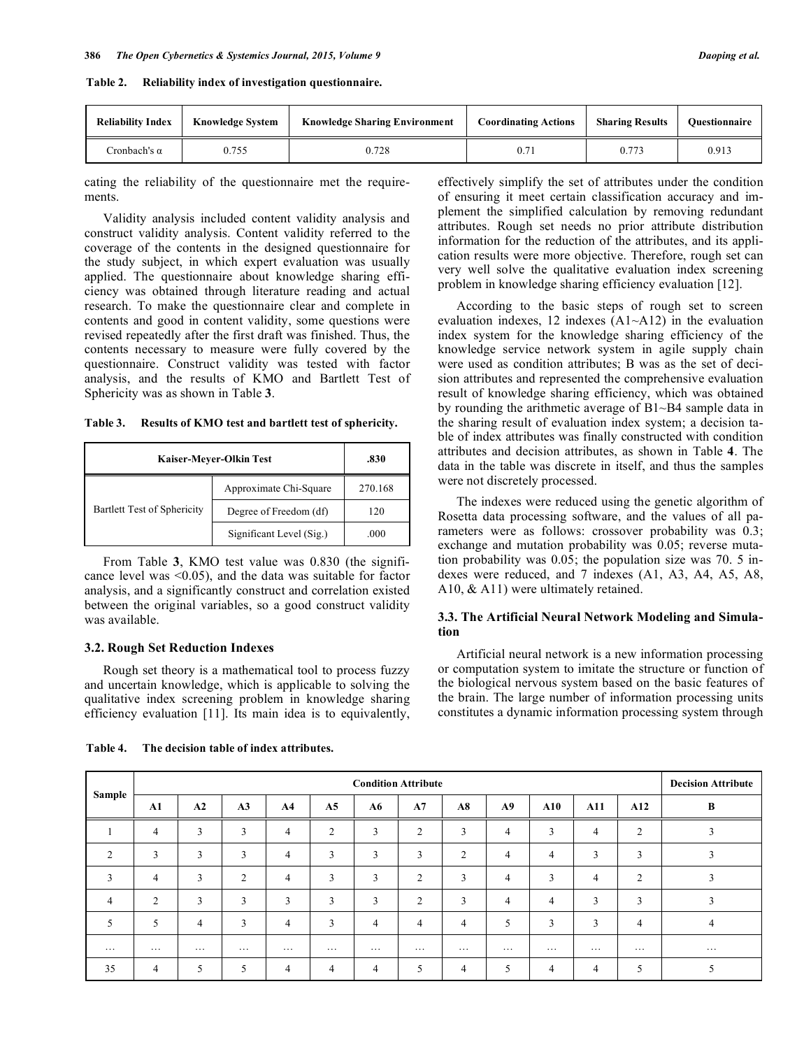**Table 2. Reliability index of investigation questionnaire.**

| Reliability Index | Knowledge System | Knowledge Sharing Environment | Coordinating Actions | Sharing Results | Questionnaire |
|---|---|---|---|---|---|
| Cronbach's α | 0.755 | 0.728 | 0.71 | 0.773 | 0.913 |

cating the reliability of the questionnaire met the requirements.

Validity analysis included content validity analysis and construct validity analysis. Content validity referred to the coverage of the contents in the designed questionnaire for the study subject, in which expert evaluation was usually applied. The questionnaire about knowledge sharing efficiency was obtained through literature reading and actual research. To make the questionnaire clear and complete in contents and good in content validity, some questions were revised repeatedly after the first draft was finished. Thus, the contents necessary to measure were fully covered by the questionnaire. Construct validity was tested with factor analysis, and the results of KMO and Bartlett Test of Sphericity was as shown in Table **3**.

**Table 3. Results of KMO test and bartlett test of sphericity.**

| Kaiser-Meyer-Olkin Test | | .830 |
|---|---|---|
| Bartlett Test of Sphericity | Approximate Chi-Square | 270.168 |
| | Degree of Freedom (df) | 120 |
| | Significant Level (Sig.) | .000 |

From Table **3**, KMO test value was 0.830 (the significance level was <0.05), and the data was suitable for factor analysis, and a significantly construct and correlation existed between the original variables, so a good construct validity was available.

### 3.2. Rough Set Reduction Indexes

Rough set theory is a mathematical tool to process fuzzy and uncertain knowledge, which is applicable to solving the qualitative index screening problem in knowledge sharing efficiency evaluation [11]. Its main idea is to equivalently, effectively simplify the set of attributes under the condition of ensuring it meet certain classification accuracy and implement the simplified calculation by removing redundant attributes. Rough set needs no prior attribute distribution information for the reduction of the attributes, and its application results were more objective. Therefore, rough set can very well solve the qualitative evaluation index screening problem in knowledge sharing efficiency evaluation [12].

According to the basic steps of rough set to screen evaluation indexes, 12 indexes (A1~A12) in the evaluation index system for the knowledge sharing efficiency of the knowledge service network system in agile supply chain were used as condition attributes; B was as the set of decision attributes and represented the comprehensive evaluation result of knowledge sharing efficiency, which was obtained by rounding the arithmetic average of B1~B4 sample data in the sharing result of evaluation index system; a decision table of index attributes was finally constructed with condition attributes and decision attributes, as shown in Table **4**. The data in the table was discrete in itself, and thus the samples were not discretely processed.

The indexes were reduced using the genetic algorithm of Rosetta data processing software, and the values of all parameters were as follows: crossover probability was 0.3; exchange and mutation probability was 0.05; reverse mutation probability was 0.05; the population size was 70. 5 indexes were reduced, and 7 indexes (A1, A3, A4, A5, A8, A10, & A11) were ultimately retained.

### 3.3. The Artificial Neural Network Modeling and Simulation

Artificial neural network is a new information processing or computation system to imitate the structure or function of the biological nervous system based on the basic features of the brain. The large number of information processing units constitutes a dynamic information processing system through

**Table 4. The decision table of index attributes.**

| Sample | Condition Attribute | | | | | | | | | | | | Decision Attribute |
|---|---|---|---|---|---|---|---|---|---|---|---|---|---|
| | A1 | A2 | A3 | A4 | A5 | A6 | A7 | A8 | A9 | A10 | A11 | A12 | B |
| 1 | 4 | 3 | 3 | 4 | 2 | 3 | 2 | 3 | 4 | 3 | 4 | 2 | 3 |
| 2 | 3 | 3 | 3 | 4 | 3 | 3 | 3 | 2 | 4 | 4 | 3 | 3 | 3 |
| 3 | 4 | 3 | 2 | 4 | 3 | 3 | 2 | 3 | 4 | 3 | 4 | 2 | 3 |
| 4 | 2 | 3 | 3 | 3 | 3 | 3 | 2 | 3 | 4 | 4 | 3 | 3 | 3 |
| 5 | 5 | 4 | 3 | 4 | 3 | 4 | 4 | 4 | 5 | 3 | 3 | 4 | 4 |
| … | … | … | … | … | … | … | … | … | … | … | … | … | … |
| 35 | 4 | 5 | 5 | 4 | 4 | 4 | 5 | 4 | 5 | 4 | 4 | 5 | 5 |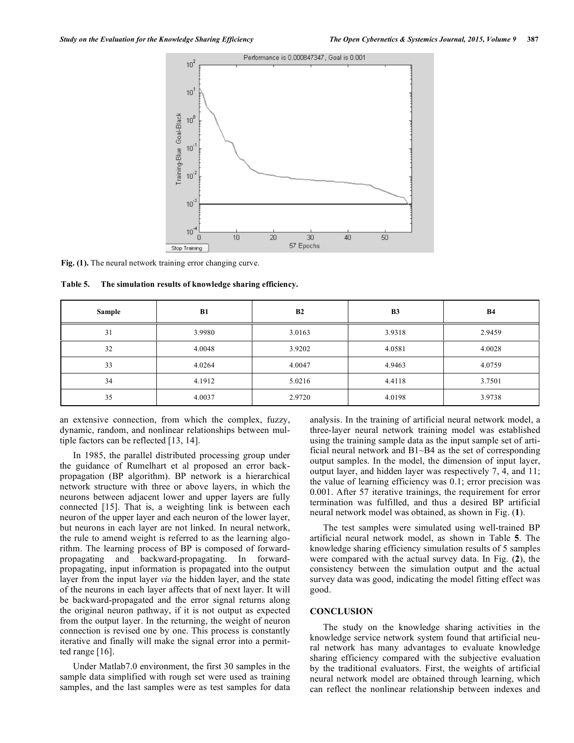Fig. (1). The neural network training error changing curve.

Table 5. The simulation results of knowledge sharing efficiency.

| Sample | B1 | B2 | B3 | B4 |
|---|---|---|---|---|
| 31 | 3.9980 | 3.0163 | 3.9318 | 2.9459 |
| 32 | 4.0048 | 3.9202 | 4.0581 | 4.0028 |
| 33 | 4.0264 | 4.0047 | 4.9463 | 4.0759 |
| 34 | 4.1912 | 5.0216 | 4.4118 | 3.7501 |
| 35 | 4.0037 | 2.9720 | 4.0198 | 3.9738 |

an extensive connection, from which the complex, fuzzy, dynamic, random, and nonlinear relationships between multiple factors can be reflected [13, 14].

In 1985, the parallel distributed processing group under the guidance of Rumelhart et al proposed an error back-propagation (BP algorithm). BP network is a hierarchical network structure with three or above layers, in which the neurons between adjacent lower and upper layers are fully connected [15]. That is, a weighting link is between each neuron of the upper layer and each neuron of the lower layer, but neurons in each layer are not linked. In neural network, the rule to amend weight is referred to as the learning algorithm. The learning process of BP is composed of forward-propagating and backward-propagating. In forward-propagating, input information is propagated into the output layer from the input layer *via* the hidden layer, and the state of the neurons in each layer affects that of next layer. It will be backward-propagated and the error signal returns along the original neuron pathway, if it is not output as expected from the output layer. In the returning, the weight of neuron connection is revised one by one. This process is constantly iterative and finally will make the signal error into a permitted range [16].

Under Matlab7.0 environment, the first 30 samples in the sample data simplified with rough set were used as training samples, and the last samples were as test samples for data analysis. In the training of artificial neural network model, a three-layer neural network training model was established using the training sample data as the input sample set of artificial neural network and B1~B4 as the set of corresponding output samples. In the model, the dimension of input layer, output layer, and hidden layer was respectively 7, 4, and 11; the value of learning efficiency was 0.1; error precision was 0.001. After 57 iterative trainings, the requirement for error termination was fulfilled, and thus a desired BP artificial neural network model was obtained, as shown in Fig. (**1**).

The test samples were simulated using well-trained BP artificial neural network model, as shown in Table **5**. The knowledge sharing efficiency simulation results of 5 samples were compared with the actual survey data. In Fig. (**2**), the consistency between the simulation output and the actual survey data was good, indicating the model fitting effect was good.

## CONCLUSION

The study on the knowledge sharing activities in the knowledge service network system found that artificial neural network has many advantages to evaluate knowledge sharing efficiency compared with the subjective evaluation by the traditional evaluators. First, the weights of artificial neural network model are obtained through learning, which can reflect the nonlinear relationship between indexes and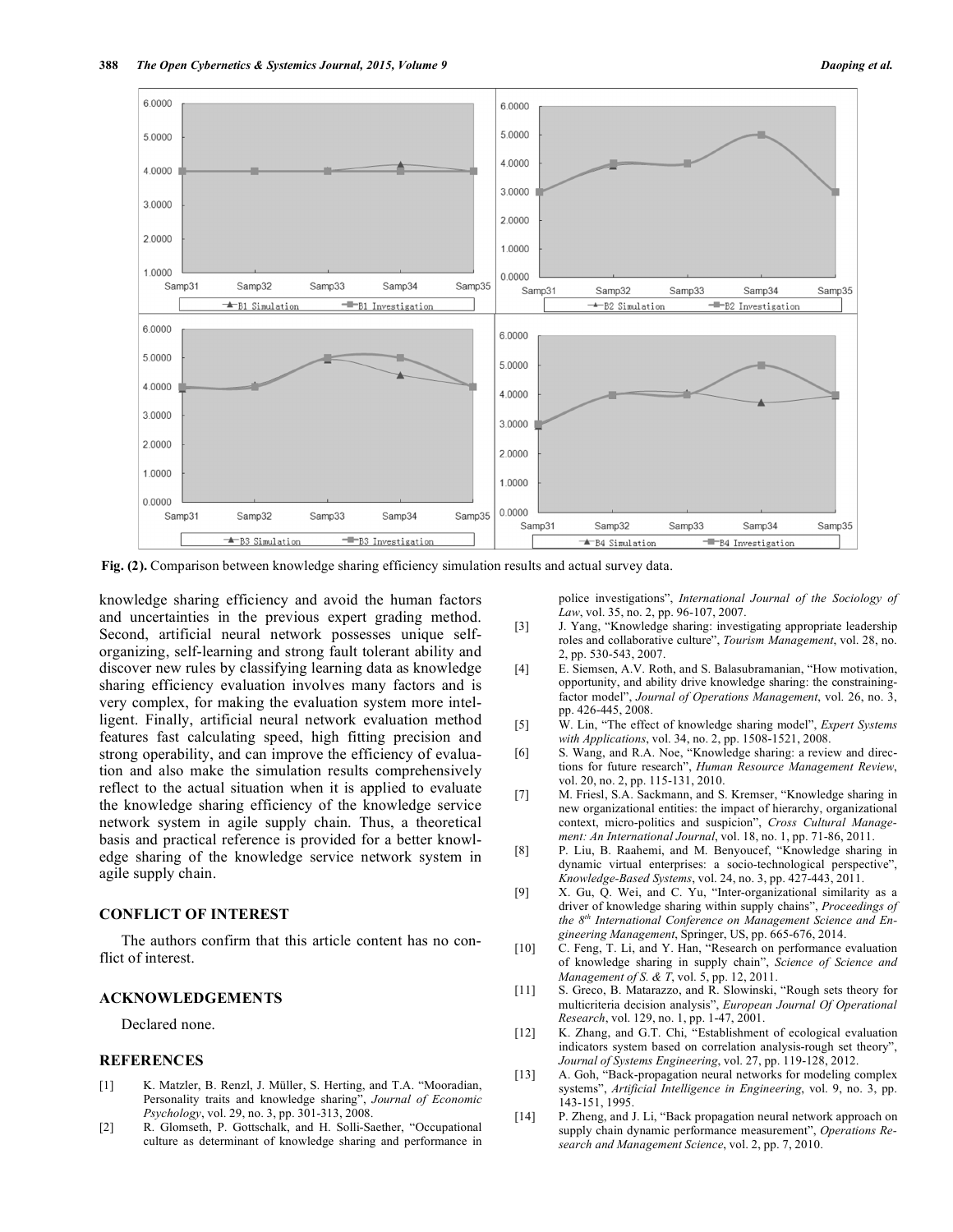Fig. (2). Comparison between knowledge sharing efficiency simulation results and actual survey data.

knowledge sharing efficiency and avoid the human factors and uncertainties in the previous expert grading method. Second, artificial neural network possesses unique self-organizing, self-learning and strong fault tolerant ability and discover new rules by classifying learning data as knowledge sharing efficiency evaluation involves many factors and is very complex, for making the evaluation system more intelligent. Finally, artificial neural network evaluation method features fast calculating speed, high fitting precision and strong operability, and can improve the efficiency of evaluation and also make the simulation results comprehensively reflect to the actual situation when it is applied to evaluate the knowledge sharing efficiency of the knowledge service network system in agile supply chain. Thus, a theoretical basis and practical reference is provided for a better knowledge sharing of the knowledge service network system in agile supply chain.

## CONFLICT OF INTEREST

The authors confirm that this article content has no conflict of interest.

## ACKNOWLEDGEMENTS

Declared none.

## REFERENCES

[1] K. Matzler, B. Renzl, J. Müller, S. Herting, and T.A. "Mooradian, Personality traits and knowledge sharing", *Journal of Economic Psychology*, vol. 29, no. 3, pp. 301-313, 2008.

[2] R. Glomseth, P. Gottschalk, and H. Solli-Saether, "Occupational culture as determinant of knowledge sharing and performance in police investigations", *International Journal of the Sociology of Law*, vol. 35, no. 2, pp. 96-107, 2007.

[3] J. Yang, "Knowledge sharing: investigating appropriate leadership roles and collaborative culture", *Tourism Management*, vol. 28, no. 2, pp. 530-543, 2007.

[4] E. Siemsen, A.V. Roth, and S. Balasubramanian, "How motivation, opportunity, and ability drive knowledge sharing: the constraining-factor model", *Journal of Operations Management*, vol. 26, no. 3, pp. 426-445, 2008.

[5] W. Lin, "The effect of knowledge sharing model", *Expert Systems with Applications*, vol. 34, no. 2, pp. 1508-1521, 2008.

[6] S. Wang, and R.A. Noe, "Knowledge sharing: a review and directions for future research", *Human Resource Management Review*, vol. 20, no. 2, pp. 115-131, 2010.

[7] M. Friesl, S.A. Sackmann, and S. Kremser, "Knowledge sharing in new organizational entities: the impact of hierarchy, organizational context, micro-politics and suspicion", *Cross Cultural Management: An International Journal*, vol. 18, no. 1, pp. 71-86, 2011.

[8] P. Liu, B. Raahemi, and M. Benyoucef, "Knowledge sharing in dynamic virtual enterprises: a socio-technological perspective", *Knowledge-Based Systems*, vol. 24, no. 3, pp. 427-443, 2011.

[9] X. Gu, Q. Wei, and C. Yu, "Inter-organizational similarity as a driver of knowledge sharing within supply chains", *Proceedings of the 8th International Conference on Management Science and Engineering Management*, Springer, US, pp. 665-676, 2014.

[10] C. Feng, T. Li, and Y. Han, "Research on performance evaluation of knowledge sharing in supply chain", *Science of Science and Management of S. & T*, vol. 5, pp. 12, 2011.

[11] S. Greco, B. Matarazzo, and R. Slowinski, "Rough sets theory for multicriteria decision analysis", *European Journal Of Operational Research*, vol. 129, no. 1, pp. 1-47, 2001.

[12] K. Zhang, and G.T. Chi, "Establishment of ecological evaluation indicators system based on correlation analysis-rough set theory", *Journal of Systems Engineering*, vol. 27, pp. 119-128, 2012.

[13] A. Goh, "Back-propagation neural networks for modeling complex systems", *Artificial Intelligence in Engineering*, vol. 9, no. 3, pp. 143-151, 1995.

[14] P. Zheng, and J. Li, "Back propagation neural network approach on supply chain dynamic performance measurement", *Operations Research and Management Science*, vol. 2, pp. 7, 2010.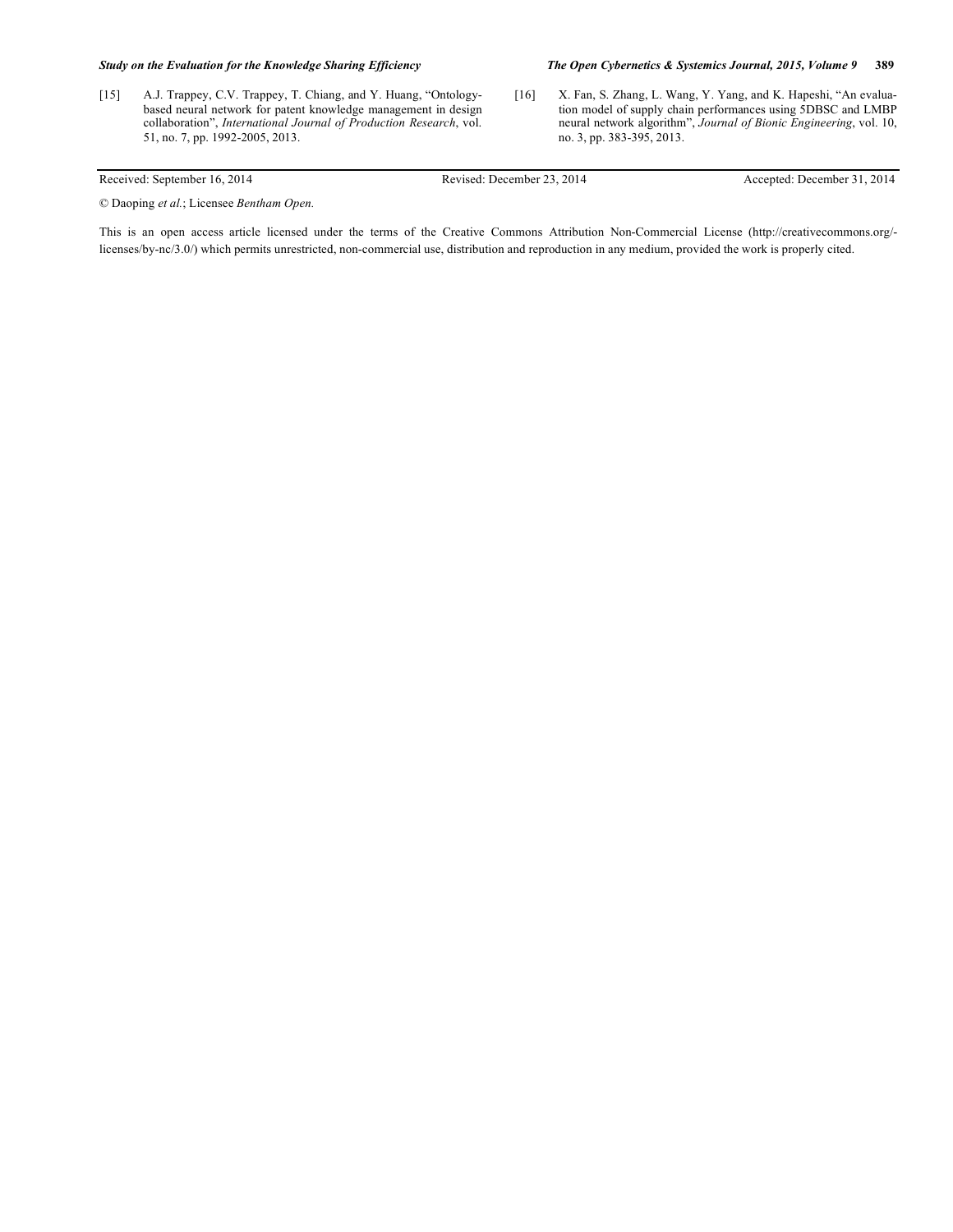[15] A.J. Trappey, C.V. Trappey, T. Chiang, and Y. Huang, “Ontology-based neural network for patent knowledge management in design collaboration”, *International Journal of Production Research*, vol. 51, no. 7, pp. 1992-2005, 2013.

[16] X. Fan, S. Zhang, L. Wang, Y. Yang, and K. Hapeshi, “An evaluation model of supply chain performances using 5DBSC and LMBP neural network algorithm”, *Journal of Bionic Engineering*, vol. 10, no. 3, pp. 383-395, 2013.

Received: September 16, 2014 Revised: December 23, 2014 Accepted: December 31, 2014

© Daoping *et al.*; Licensee *Bentham Open.*

This is an open access article licensed under the terms of the Creative Commons Attribution Non-Commercial License (http://creativecommons.org/-licenses/by-nc/3.0/) which permits unrestricted, non-commercial use, distribution and reproduction in any medium, provided the work is properly cited.